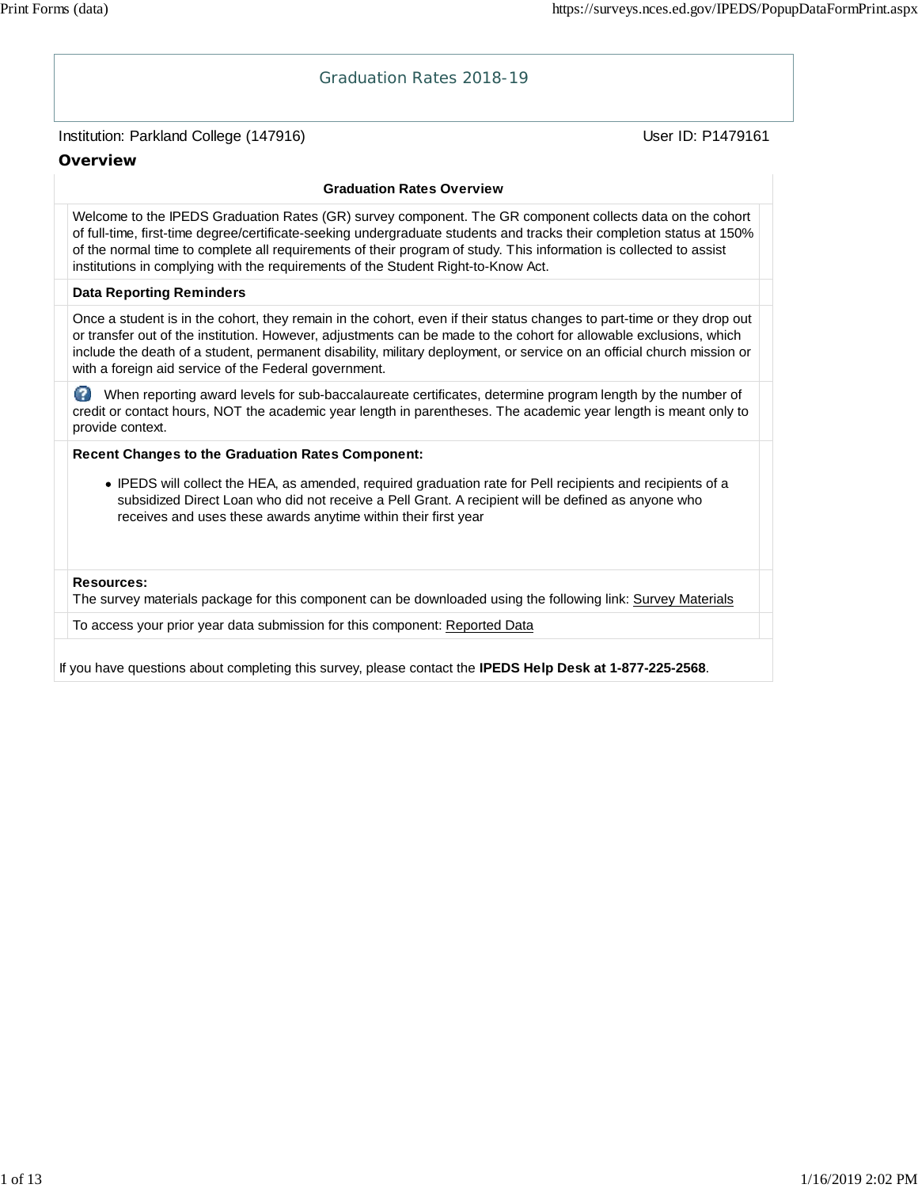# Graduation Rates 2018-19

Institution: Parkland College (147916)

User ID: P1479161

## Overview

**Graduation Rates Overview**

Welcome to the IPEDS Graduation Rates (GR) survey component. The GR component collects data on the cohort of full-time, first-time degree/certificate-seeking undergraduate students and tracks their completion status at 150% of the normal time to complete all requirements of their program of study. This information is collected to assist institutions in complying with the requirements of the Student Right-to-Know Act.

**Data Reporting Reminders**

Once a student is in the cohort, they remain in the cohort, even if their status changes to part-time or they drop out or transfer out of the institution. However, adjustments can be made to the cohort for allowable exclusions, which include the death of a student, permanent disability, military deployment, or service on an official church mission or with a foreign aid service of the Federal government.

When reporting award levels for sub-baccalaureate certificates, determine program length by the number of credit or contact hours, NOT the academic year length in parentheses. The academic year length is meant only to provide context.

**Recent Changes to the Graduation Rates Component:**

- IPEDS will collect the HEA, as amended, required graduation rate for Pell recipients and recipients of a subsidized Direct Loan who did not receive a Pell Grant. A recipient will be defined as anyone who receives and uses these awards anytime within their first year

**Resources:**
The survey materials package for this component can be downloaded using the following link: Survey Materials

To access your prior year data submission for this component: Reported Data

If you have questions about completing this survey, please contact the **IPEDS Help Desk at 1-877-225-2568**.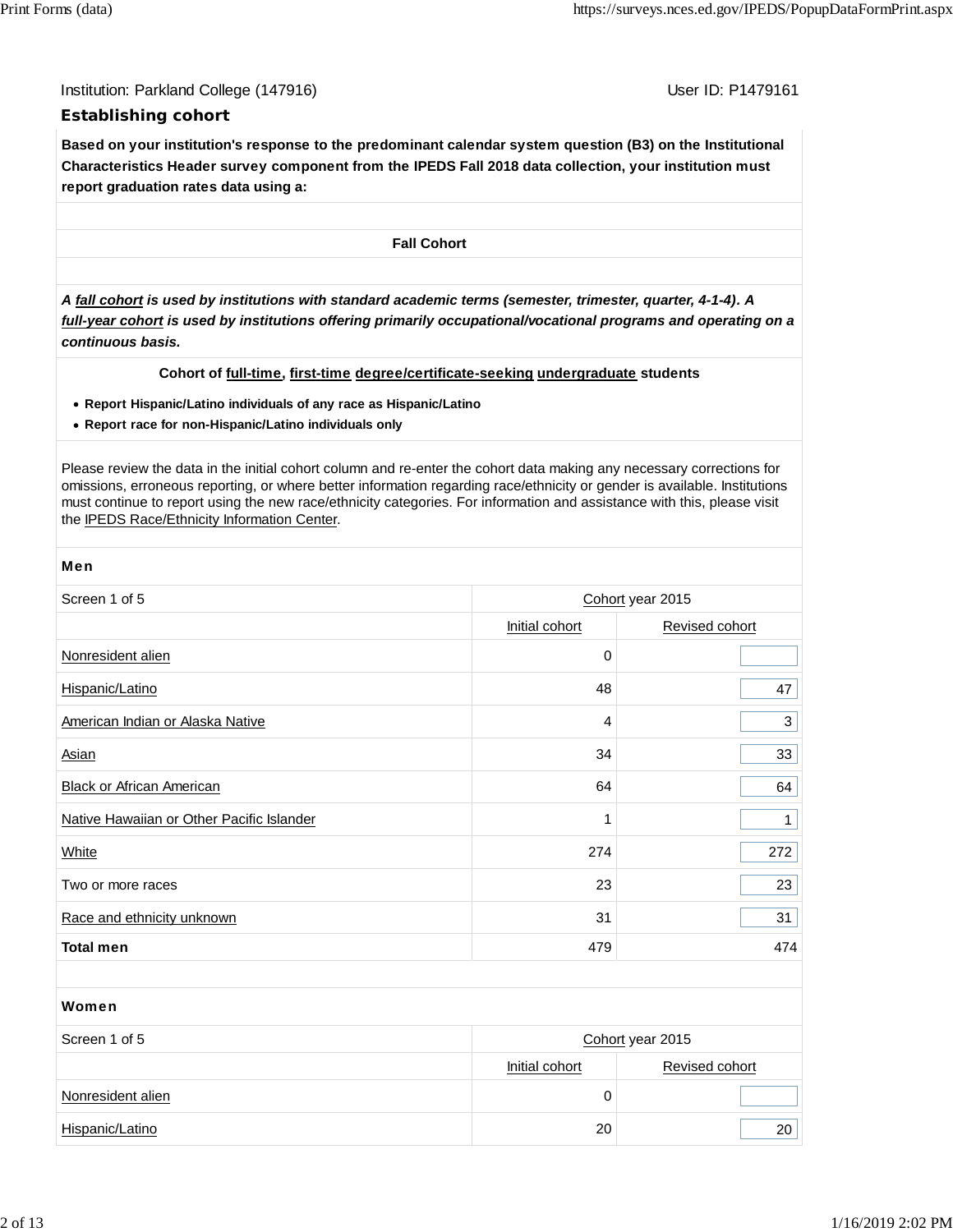Institution: Parkland College (147916) User ID: P1479161

## Establishing cohort

**Based on your institution's response to the predominant calendar system question (B3) on the Institutional Characteristics Header survey component from the IPEDS Fall 2018 data collection, your institution must report graduation rates data using a:**

**Fall Cohort**

***A fall cohort is used by institutions with standard academic terms (semester, trimester, quarter, 4-1-4). A full-year cohort is used by institutions offering primarily occupational/vocational programs and operating on a continuous basis.***

**Cohort of full-time, first-time degree/certificate-seeking undergraduate students**

- **Report Hispanic/Latino individuals of any race as Hispanic/Latino**
- **Report race for non-Hispanic/Latino individuals only**

Please review the data in the initial cohort column and re-enter the cohort data making any necessary corrections for omissions, erroneous reporting, or where better information regarding race/ethnicity or gender is available. Institutions must continue to report using the new race/ethnicity categories. For information and assistance with this, please visit the IPEDS Race/Ethnicity Information Center.

**Men**

| Screen 1 of 5 | Cohort year 2015 | |
|---|---|---|
| | Initial cohort | Revised cohort |
| Nonresident alien | 0 | |
| Hispanic/Latino | 48 | 47 |
| American Indian or Alaska Native | 4 | 3 |
| Asian | 34 | 33 |
| Black or African American | 64 | 64 |
| Native Hawaiian or Other Pacific Islander | 1 | 1 |
| White | 274 | 272 |
| Two or more races | 23 | 23 |
| Race and ethnicity unknown | 31 | 31 |
| **Total men** | 479 | 474 |

**Women**

| Screen 1 of 5 | Cohort year 2015 | |
|---|---|---|
| | Initial cohort | Revised cohort |
| Nonresident alien | 0 | |
| Hispanic/Latino | 20 | 20 |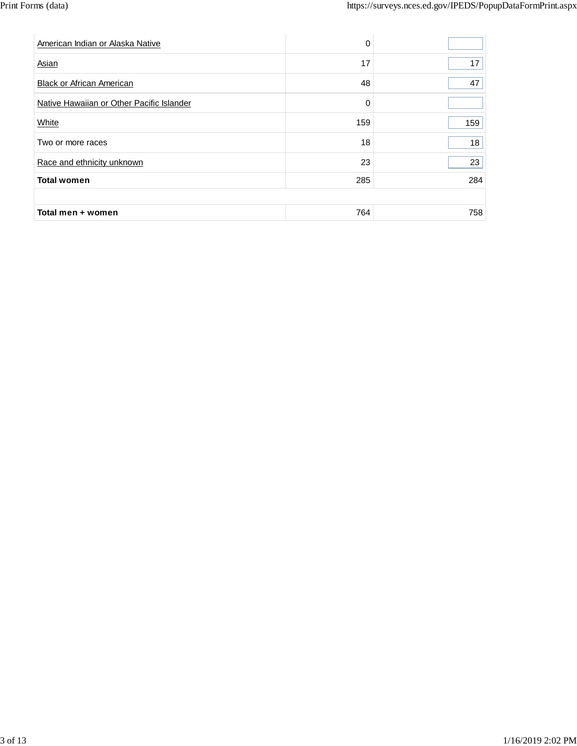| | | |
|---|---|---|
| American Indian or Alaska Native | 0 | |
| Asian | 17 | 17 |
| Black or African American | 48 | 47 |
| Native Hawaiian or Other Pacific Islander | 0 | |
| White | 159 | 159 |
| Two or more races | 18 | 18 |
| Race and ethnicity unknown | 23 | 23 |
| **Total women** | 285 | 284 |
| | | |
| **Total men + women** | 764 | 758 |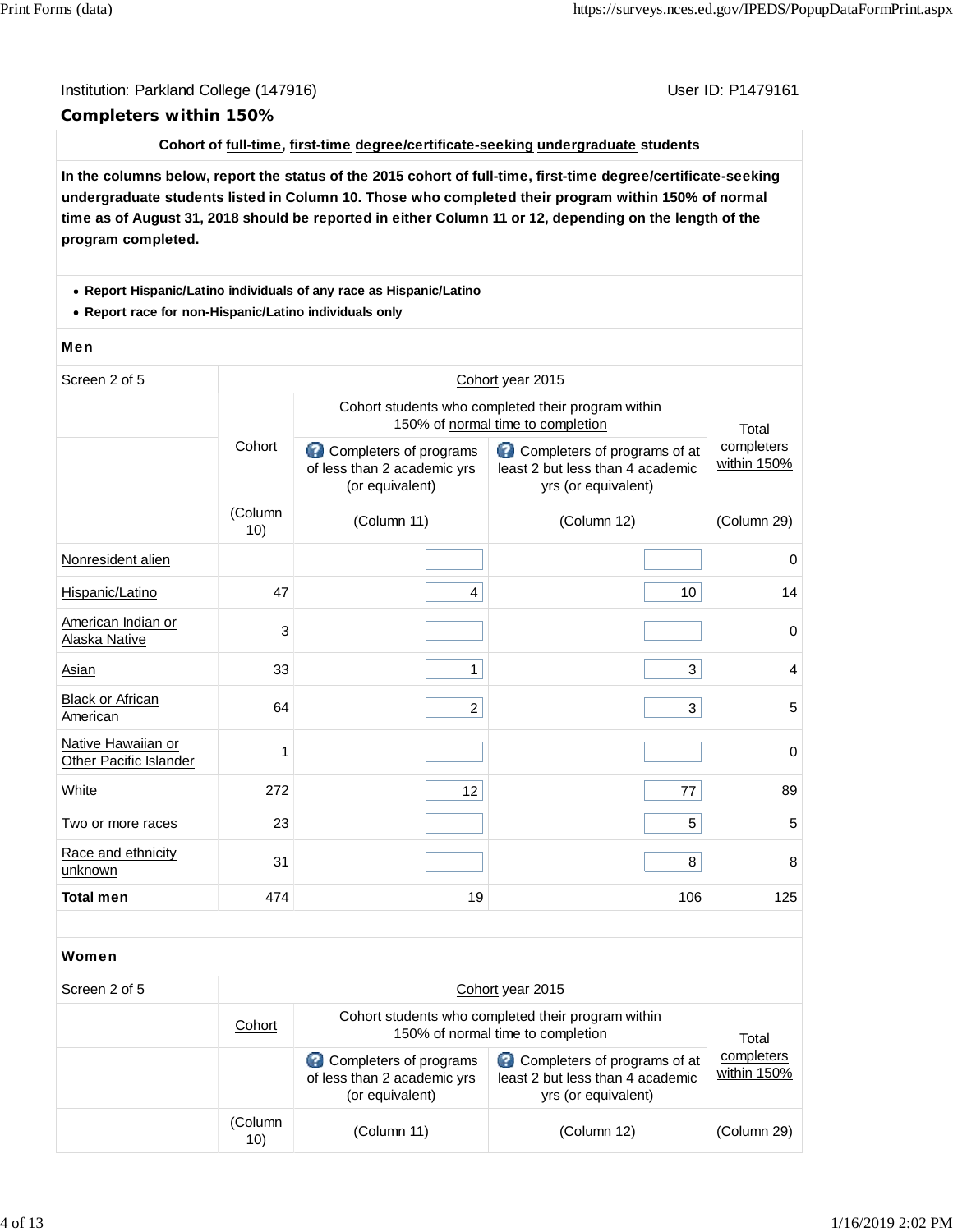Institution: Parkland College (147916) User ID: P1479161

## Completers within 150%

**Cohort of full-time, first-time degree/certificate-seeking undergraduate students**

**In the columns below, report the status of the 2015 cohort of full-time, first-time degree/certificate-seeking undergraduate students listed in Column 10. Those who completed their program within 150% of normal time as of August 31, 2018 should be reported in either Column 11 or 12, depending on the length of the program completed.**

- **Report Hispanic/Latino individuals of any race as Hispanic/Latino**
- **Report race for non-Hispanic/Latino individuals only**

### Men

| Screen 2 of 5 | Cohort year 2015 | | | |
|---|---|---|---|---|
| | Cohort | Cohort students who completed their program within 150% of normal time to completion | | Total completers within 150% |
| | | Completers of programs of less than 2 academic yrs (or equivalent) | Completers of programs of at least 2 but less than 4 academic yrs (or equivalent) | |
| | (Column 10) | (Column 11) | (Column 12) | (Column 29) |
| Nonresident alien | | | | 0 |
| Hispanic/Latino | 47 | 4 | 10 | 14 |
| American Indian or Alaska Native | 3 | | | 0 |
| Asian | 33 | 1 | 3 | 4 |
| Black or African American | 64 | 2 | 3 | 5 |
| Native Hawaiian or Other Pacific Islander | 1 | | | 0 |
| White | 272 | 12 | 77 | 89 |
| Two or more races | 23 | | 5 | 5 |
| Race and ethnicity unknown | 31 | | 8 | 8 |
| **Total men** | 474 | 19 | 106 | 125 |

### Women

| Screen 2 of 5 | Cohort year 2015 | | | |
|---|---|---|---|---|
| | Cohort | Cohort students who completed their program within 150% of normal time to completion | | Total completers within 150% |
| | | Completers of programs of less than 2 academic yrs (or equivalent) | Completers of programs of at least 2 but less than 4 academic yrs (or equivalent) | |
| | (Column 10) | (Column 11) | (Column 12) | (Column 29) |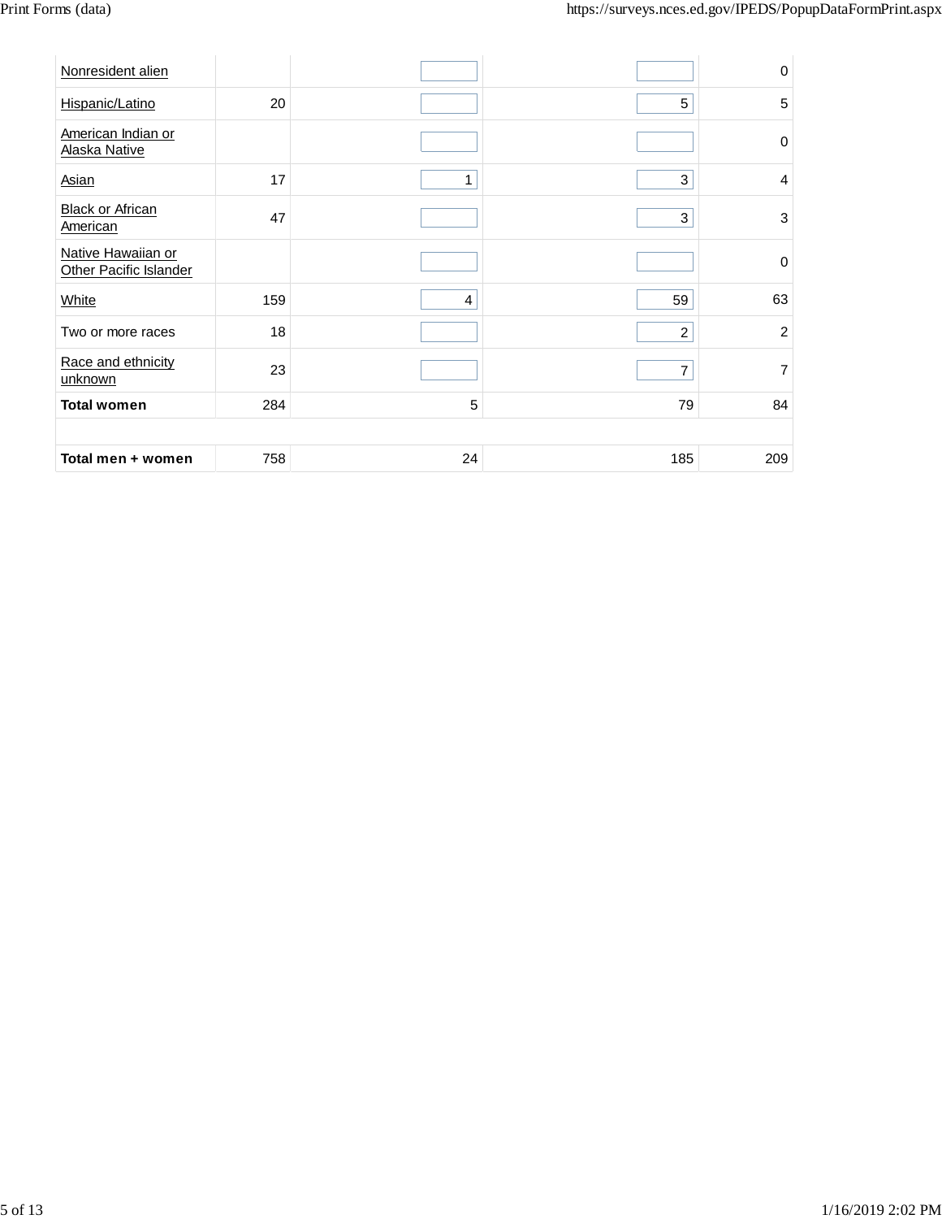| | | | | |
|---|---|---|---|---|
| Nonresident alien | | | | 0 |
| Hispanic/Latino | 20 | | 5 | 5 |
| American Indian or Alaska Native | | | | 0 |
| Asian | 17 | 1 | 3 | 4 |
| Black or African American | 47 | | 3 | 3 |
| Native Hawaiian or Other Pacific Islander | | | | 0 |
| White | 159 | 4 | 59 | 63 |
| Two or more races | 18 | | 2 | 2 |
| Race and ethnicity unknown | 23 | | 7 | 7 |
| **Total women** | 284 | 5 | 79 | 84 |
| | | | | |
| **Total men + women** | 758 | 24 | 185 | 209 |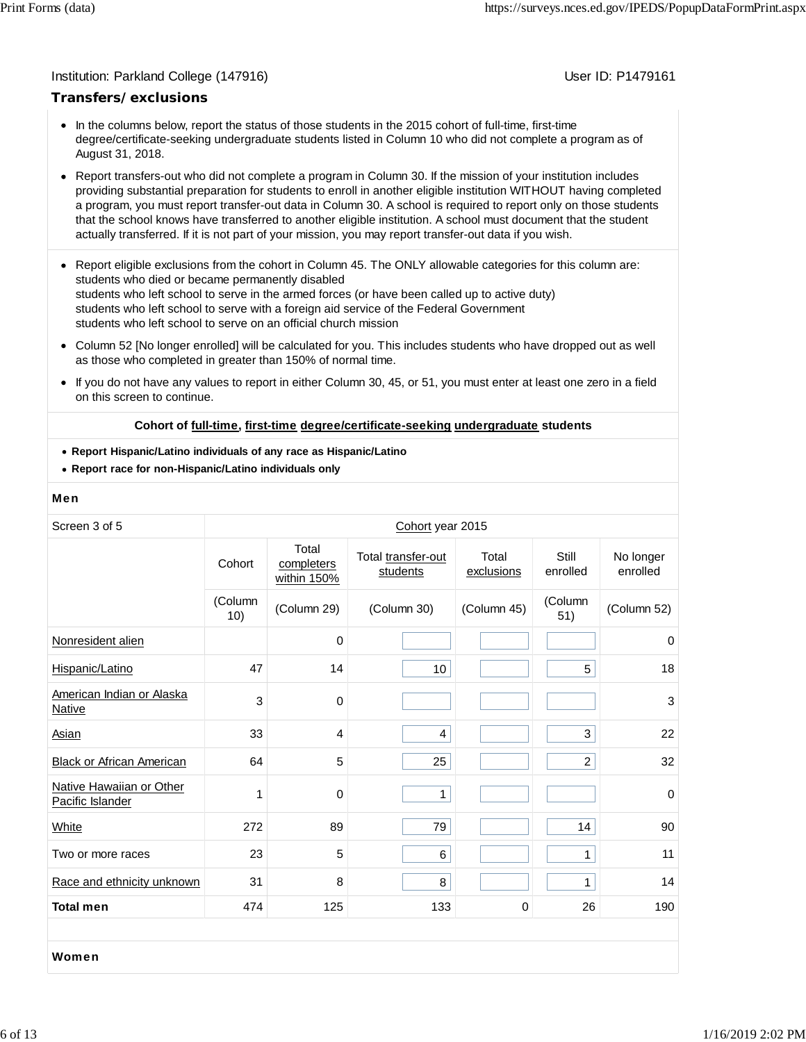Institution: Parkland College (147916) User ID: P1479161

## Transfers/exclusions

- In the columns below, report the status of those students in the 2015 cohort of full-time, first-time degree/certificate-seeking undergraduate students listed in Column 10 who did not complete a program as of August 31, 2018.
- Report transfers-out who did not complete a program in Column 30. If the mission of your institution includes providing substantial preparation for students to enroll in another eligible institution WITHOUT having completed a program, you must report transfer-out data in Column 30. A school is required to report only on those students that the school knows have transferred to another eligible institution. A school must document that the student actually transferred. If it is not part of your mission, you may report transfer-out data if you wish.

- Report eligible exclusions from the cohort in Column 45. The ONLY allowable categories for this column are:
  students who died or became permanently disabled
  students who left school to serve in the armed forces (or have been called up to active duty)
  students who left school to serve with a foreign aid service of the Federal Government
  students who left school to serve on an official church mission
- Column 52 [No longer enrolled] will be calculated for you. This includes students who have dropped out as well as those who completed in greater than 150% of normal time.
- If you do not have any values to report in either Column 30, 45, or 51, you must enter at least one zero in a field on this screen to continue.

**Cohort of full-time, first-time degree/certificate-seeking undergraduate students**

- **Report Hispanic/Latino individuals of any race as Hispanic/Latino**
- **Report race for non-Hispanic/Latino individuals only**

**Men**

| Screen 3 of 5 | Cohort year 2015 | | | | | |
|---|---|---|---|---|---|---|
| | Cohort | Total completers within 150% | Total transfer-out students | Total exclusions | Still enrolled | No longer enrolled |
| | (Column 10) | (Column 29) | (Column 30) | (Column 45) | (Column 51) | (Column 52) |
| Nonresident alien | | 0 | | | | 0 |
| Hispanic/Latino | 47 | 14 | 10 | | 5 | 18 |
| American Indian or Alaska Native | 3 | 0 | | | | 3 |
| Asian | 33 | 4 | 4 | | 3 | 22 |
| Black or African American | 64 | 5 | 25 | | 2 | 32 |
| Native Hawaiian or Other Pacific Islander | 1 | 0 | 1 | | | 0 |
| White | 272 | 89 | 79 | | 14 | 90 |
| Two or more races | 23 | 5 | 6 | | 1 | 11 |
| Race and ethnicity unknown | 31 | 8 | 8 | | 1 | 14 |
| **Total men** | 474 | 125 | 133 | 0 | 26 | 190 |

**Women**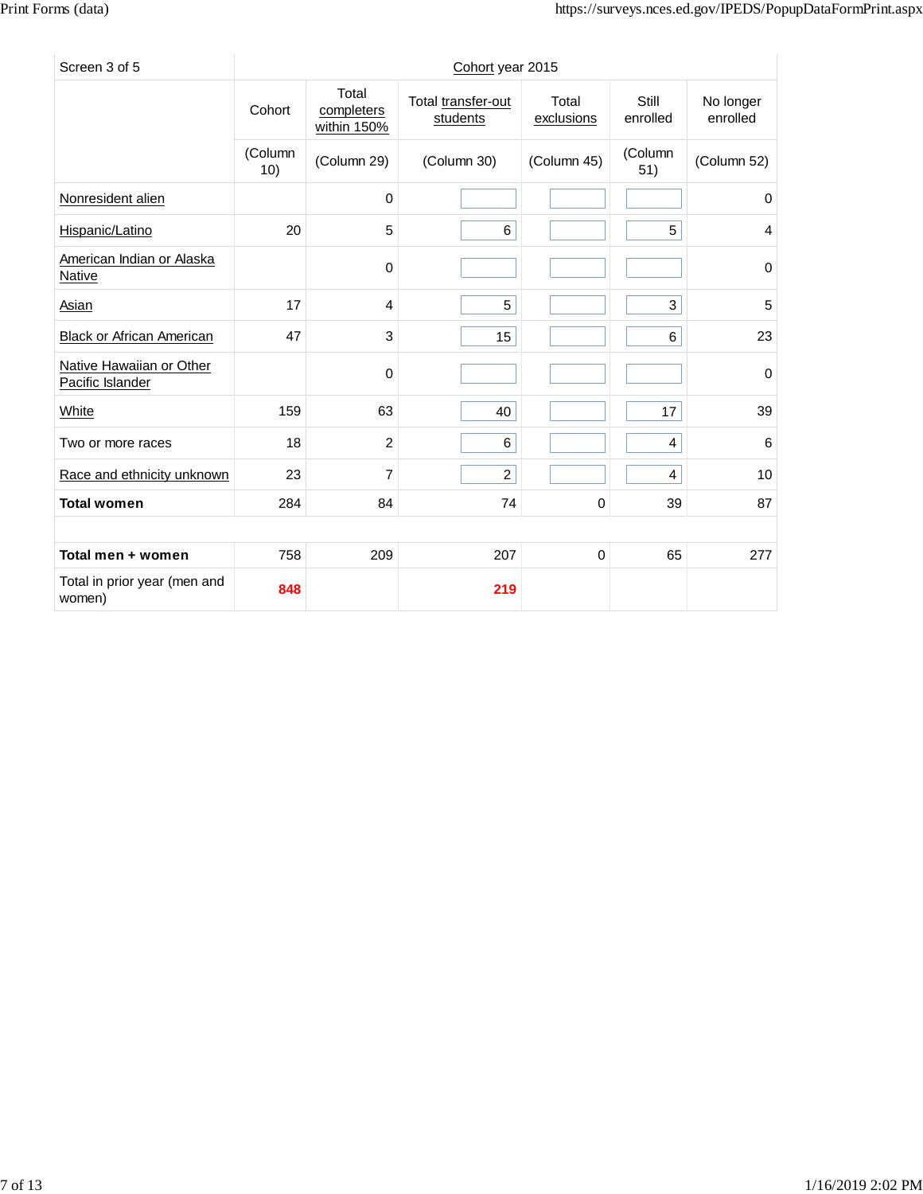| Screen 3 of 5 | Cohort year 2015 | | | | | |
|---|---|---|---|---|---|---|
| | Cohort | Total completers within 150% | Total transfer-out students | Total exclusions | Still enrolled | No longer enrolled |
| | (Column 10) | (Column 29) | (Column 30) | (Column 45) | (Column 51) | (Column 52) |
| Nonresident alien | | 0 | | | | 0 |
| Hispanic/Latino | 20 | 5 | 6 | | 5 | 4 |
| American Indian or Alaska Native | | 0 | | | | 0 |
| Asian | 17 | 4 | 5 | | 3 | 5 |
| Black or African American | 47 | 3 | 15 | | 6 | 23 |
| Native Hawaiian or Other Pacific Islander | | 0 | | | | 0 |
| White | 159 | 63 | 40 | | 17 | 39 |
| Two or more races | 18 | 2 | 6 | | 4 | 6 |
| Race and ethnicity unknown | 23 | 7 | 2 | | 4 | 10 |
| **Total women** | 284 | 84 | 74 | 0 | 39 | 87 |
| | | | | | | |
| **Total men + women** | 758 | 209 | 207 | 0 | 65 | 277 |
| Total in prior year (men and women) | **848** | | **219** | | | |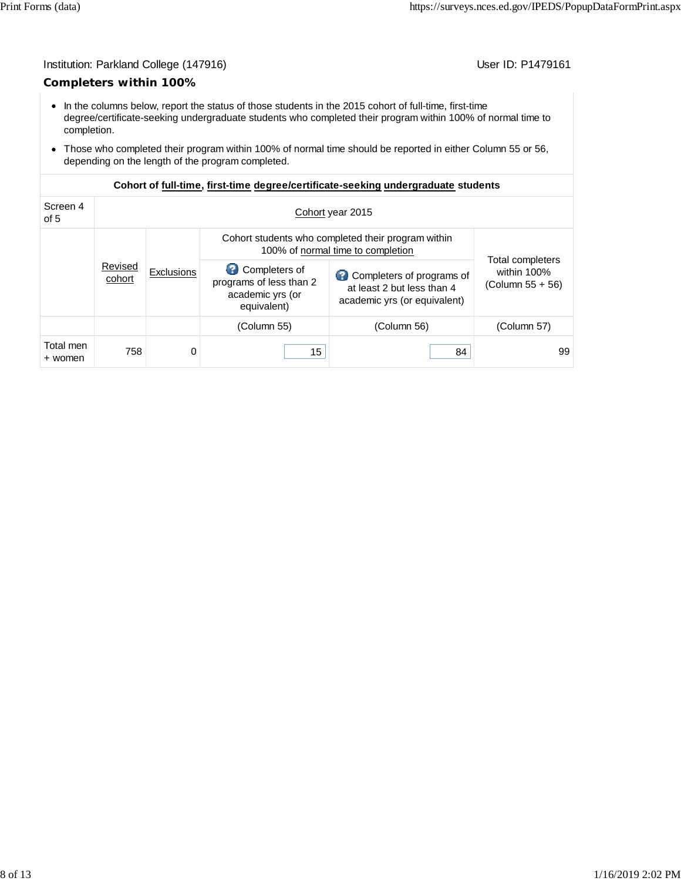Institution: Parkland College (147916) User ID: P1479161

## Completers within 100%

- In the columns below, report the status of those students in the 2015 cohort of full-time, first-time degree/certificate-seeking undergraduate students who completed their program within 100% of normal time to completion.
- Those who completed their program within 100% of normal time should be reported in either Column 55 or 56, depending on the length of the program completed.

| Cohort of full-time, first-time degree/certificate-seeking undergraduate students | | | | | |
|---|---|---|---|---|---|
| Screen 4 of 5 | Cohort year 2015 | | | | |
| | Revised cohort | Exclusions | Cohort students who completed their program within 100% of normal time to completion: Completers of programs of less than 2 academic yrs (or equivalent) | Cohort students who completed their program within 100% of normal time to completion: Completers of programs of at least 2 but less than 4 academic yrs (or equivalent) | Total completers within 100% (Column 55 + 56) |
| | | | (Column 55) | (Column 56) | (Column 57) |
| Total men + women | 758 | 0 | 15 | 84 | 99 |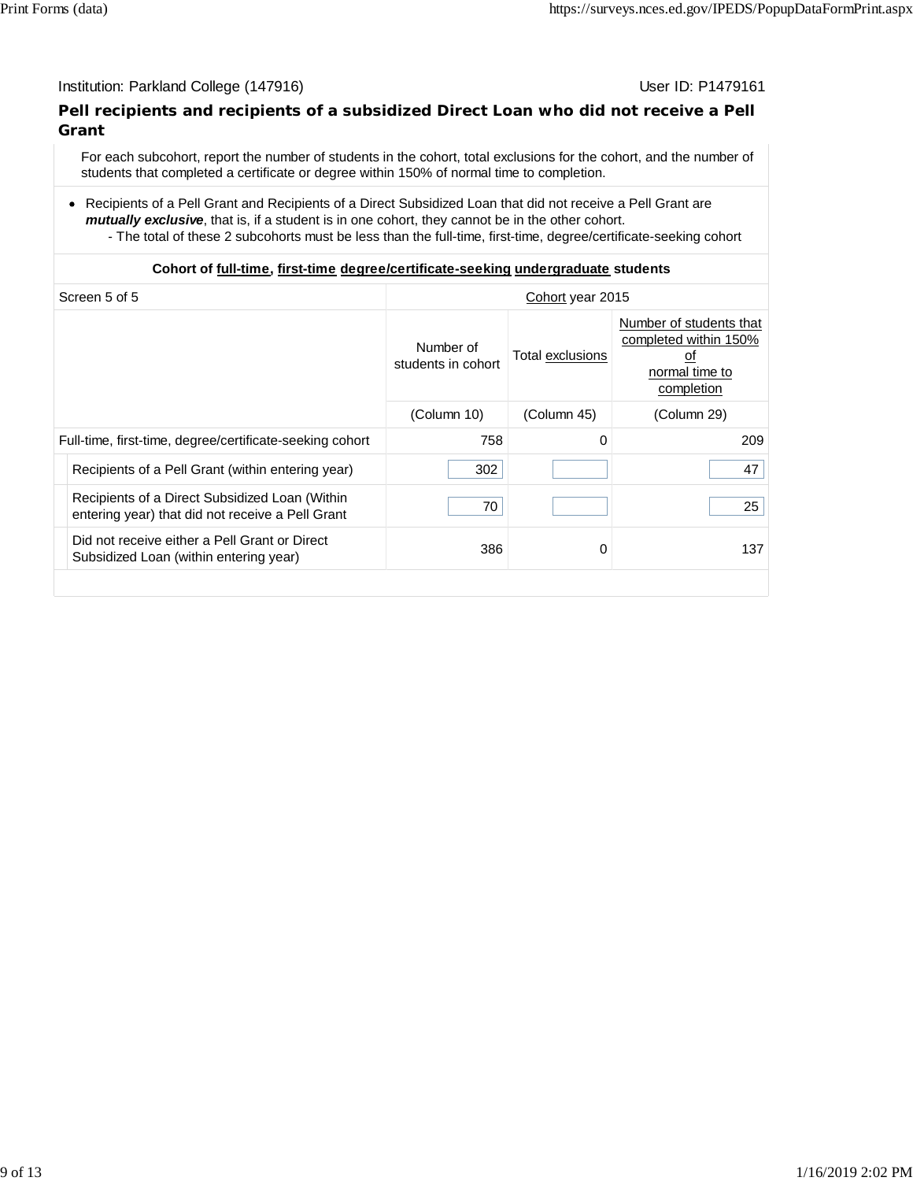Institution: Parkland College (147916)    User ID: P1479161

## Pell recipients and recipients of a subsidized Direct Loan who did not receive a Pell Grant

For each subcohort, report the number of students in the cohort, total exclusions for the cohort, and the number of students that completed a certificate or degree within 150% of normal time to completion.

- Recipients of a Pell Grant and Recipients of a Direct Subsidized Loan that did not receive a Pell Grant are ***mutually exclusive***, that is, if a student is in one cohort, they cannot be in the other cohort.
  - The total of these 2 subcohorts must be less than the full-time, first-time, degree/certificate-seeking cohort

**Cohort of full-time, first-time degree/certificate-seeking undergraduate students**

| Screen 5 of 5 | Cohort year 2015 | | |
|---|---|---|---|
| | Number of students in cohort | Total exclusions | Number of students that completed within 150% of normal time to completion |
| | (Column 10) | (Column 45) | (Column 29) |
| Full-time, first-time, degree/certificate-seeking cohort | 758 | 0 | 209 |
| Recipients of a Pell Grant (within entering year) | 302 | | 47 |
| Recipients of a Direct Subsidized Loan (Within entering year) that did not receive a Pell Grant | 70 | | 25 |
| Did not receive either a Pell Grant or Direct Subsidized Loan (within entering year) | 386 | 0 | 137 |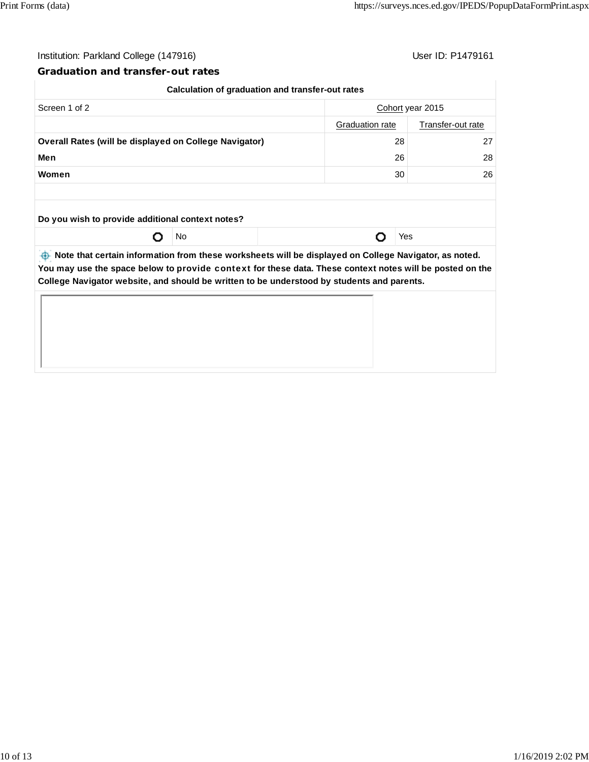Institution: Parkland College (147916)

User ID: P1479161

## Graduation and transfer-out rates

| Calculation of graduation and transfer-out rates | | |
|---|---|---|
| Screen 1 of 2 | Cohort year 2015 | |
| | Graduation rate | Transfer-out rate |
| **Overall Rates (will be displayed on College Navigator)** | 28 | 27 |
| **Men** | 26 | 28 |
| **Women** | 30 | 26 |

**Do you wish to provide additional context notes?**

○ No ○ Yes

**Note that certain information from these worksheets will be displayed on College Navigator, as noted. You may use the space below to provide context for these data. These context notes will be posted on the College Navigator website, and should be written to be understood by students and parents.**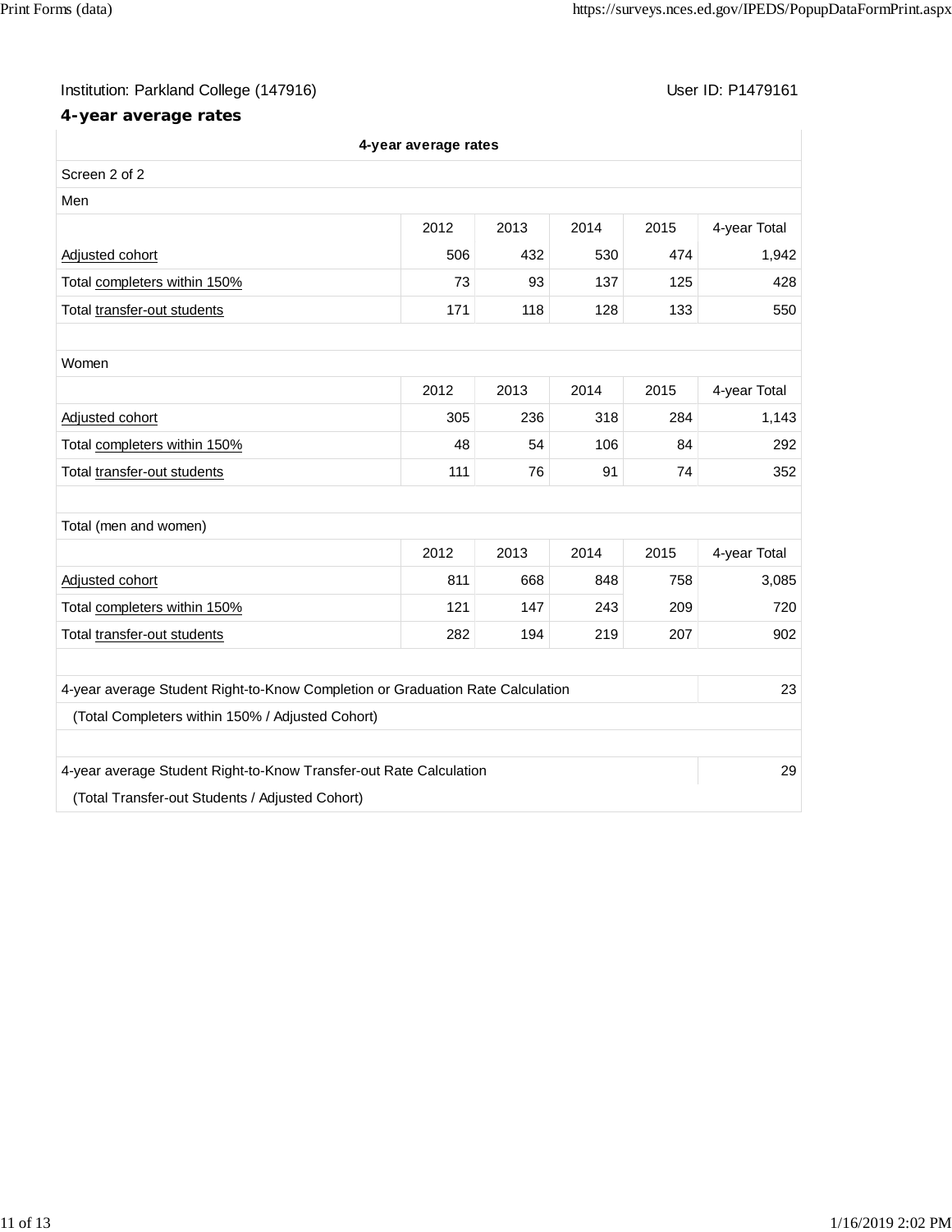Institution: Parkland College (147916)

User ID: P1479161

## 4-year average rates

**4-year average rates**

Screen 2 of 2

Men

| | 2012 | 2013 | 2014 | 2015 | 4-year Total |
|---|---|---|---|---|---|
| Adjusted cohort | 506 | 432 | 530 | 474 | 1,942 |
| Total completers within 150% | 73 | 93 | 137 | 125 | 428 |
| Total transfer-out students | 171 | 118 | 128 | 133 | 550 |

Women

| | 2012 | 2013 | 2014 | 2015 | 4-year Total |
|---|---|---|---|---|---|
| Adjusted cohort | 305 | 236 | 318 | 284 | 1,143 |
| Total completers within 150% | 48 | 54 | 106 | 84 | 292 |
| Total transfer-out students | 111 | 76 | 91 | 74 | 352 |

Total (men and women)

| | 2012 | 2013 | 2014 | 2015 | 4-year Total |
|---|---|---|---|---|---|
| Adjusted cohort | 811 | 668 | 848 | 758 | 3,085 |
| Total completers within 150% | 121 | 147 | 243 | 209 | 720 |
| Total transfer-out students | 282 | 194 | 219 | 207 | 902 |

| | |
|---|---|
| 4-year average Student Right-to-Know Completion or Graduation Rate Calculation | 23 |
| (Total Completers within 150% / Adjusted Cohort) | |
| 4-year average Student Right-to-Know Transfer-out Rate Calculation | 29 |
| (Total Transfer-out Students / Adjusted Cohort) | |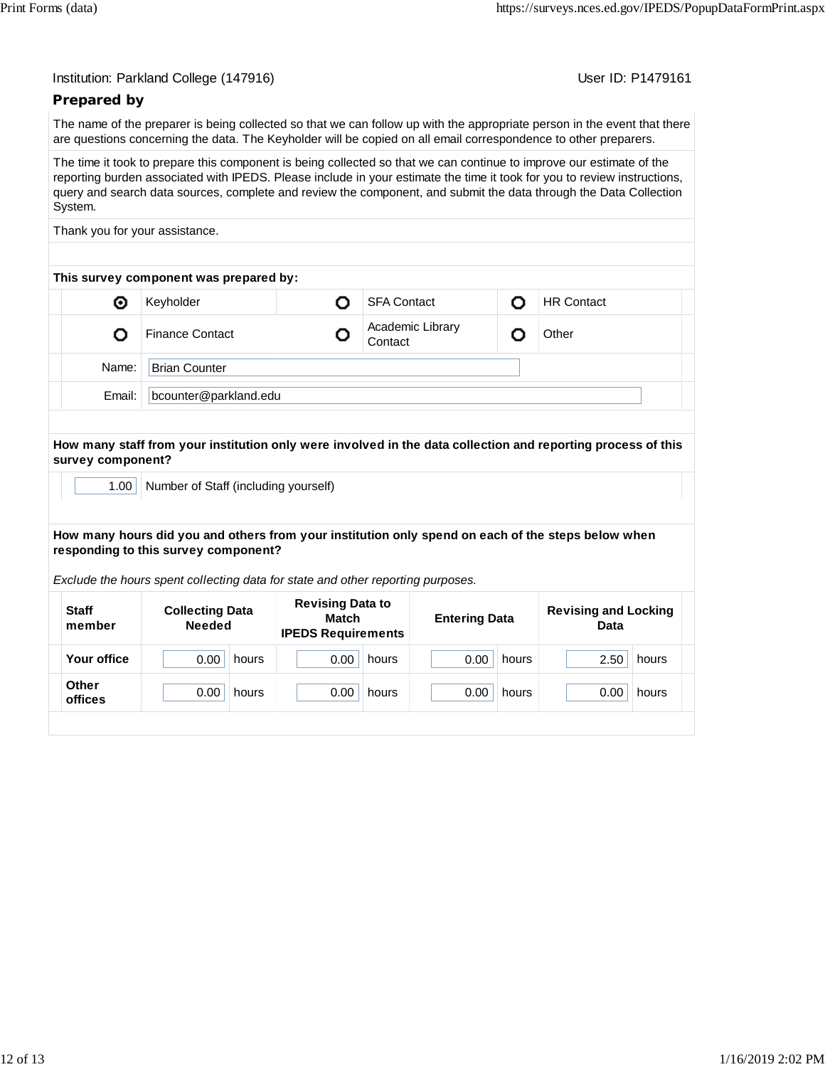Institution: Parkland College (147916)    User ID: P1479161

## Prepared by

The name of the preparer is being collected so that we can follow up with the appropriate person in the event that there are questions concerning the data. The Keyholder will be copied on all email correspondence to other preparers.

The time it took to prepare this component is being collected so that we can continue to improve our estimate of the reporting burden associated with IPEDS. Please include in your estimate the time it took for you to review instructions, query and search data sources, complete and review the component, and submit the data through the Data Collection System.

Thank you for your assistance.

**This survey component was prepared by:**

| | | | | | |
|---|---|---|---|---|---|
| ◉ | Keyholder | ○ | SFA Contact | ○ | HR Contact |
| ○ | Finance Contact | ○ | Academic Library Contact | ○ | Other |

Name: Brian Counter

Email: bcounter@parkland.edu

**How many staff from your institution only were involved in the data collection and reporting process of this survey component?**

1.00 Number of Staff (including yourself)

**How many hours did you and others from your institution only spend on each of the steps below when responding to this survey component?**

*Exclude the hours spent collecting data for state and other reporting purposes.*

| Staff member | Collecting Data Needed | Revising Data to Match IPEDS Requirements | Entering Data | Revising and Locking Data |
|---|---|---|---|---|
| Your office | 0.00 hours | 0.00 hours | 0.00 hours | 2.50 hours |
| Other offices | 0.00 hours | 0.00 hours | 0.00 hours | 0.00 hours |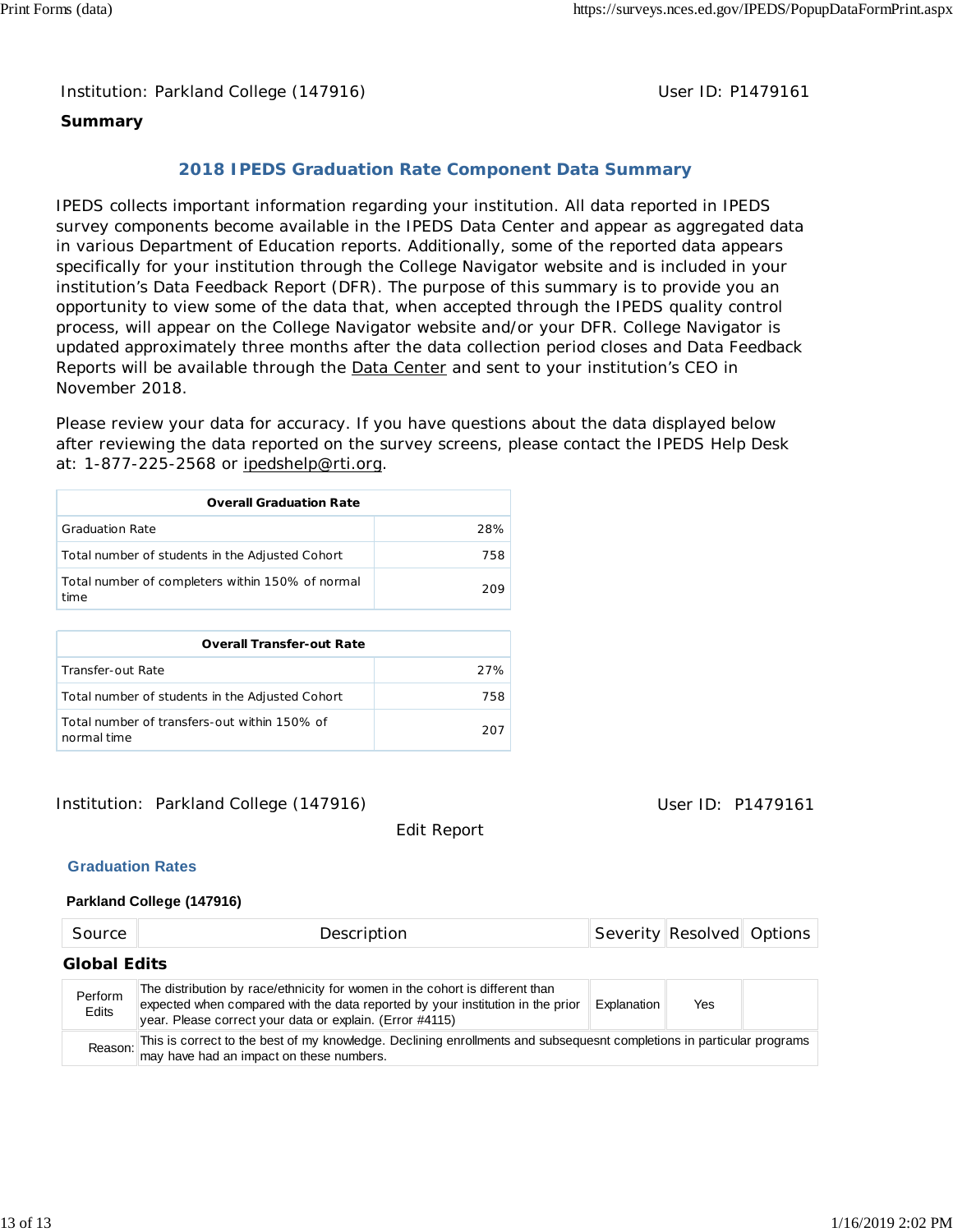Institution: Parkland College (147916) User ID: P1479161

**Summary**

## 2018 IPEDS Graduation Rate Component Data Summary

IPEDS collects important information regarding your institution. All data reported in IPEDS survey components become available in the IPEDS Data Center and appear as aggregated data in various Department of Education reports. Additionally, some of the reported data appears specifically for your institution through the College Navigator website and is included in your institution's Data Feedback Report (DFR). The purpose of this summary is to provide you an opportunity to view some of the data that, when accepted through the IPEDS quality control process, will appear on the College Navigator website and/or your DFR. College Navigator is updated approximately three months after the data collection period closes and Data Feedback Reports will be available through the Data Center and sent to your institution's CEO in November 2018.

Please review your data for accuracy. If you have questions about the data displayed below after reviewing the data reported on the survey screens, please contact the IPEDS Help Desk at: 1-877-225-2568 or ipedshelp@rti.org.

| Overall Graduation Rate | |
|---|---|
| Graduation Rate | 28% |
| Total number of students in the Adjusted Cohort | 758 |
| Total number of completers within 150% of normal time | 209 |

| Overall Transfer-out Rate | |
|---|---|
| Transfer-out Rate | 27% |
| Total number of students in the Adjusted Cohort | 758 |
| Total number of transfers-out within 150% of normal time | 207 |

Institution: Parkland College (147916) User ID: P1479161

Edit Report

### Graduation Rates

**Parkland College (147916)**

| Source | Description | Severity | Resolved | Options |
|---|---|---|---|---|
| **Global Edits** | | | | |
| Perform Edits | The distribution by race/ethnicity for women in the cohort is different than expected when compared with the data reported by your institution in the prior year. Please correct your data or explain. (Error #4115) | Explanation | Yes | |
| Reason: | This is correct to the best of my knowledge. Declining enrollments and subsequesnt completions in particular programs may have had an impact on these numbers. | | | |